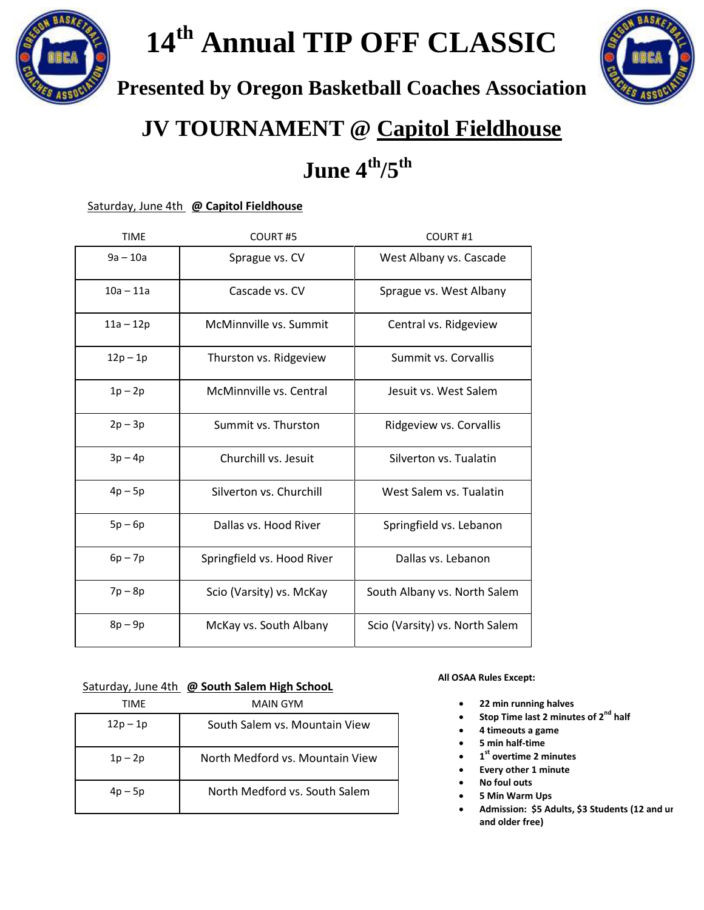# 14th Annual TIP OFF CLASSIC

## Presented by Oregon Basketball Coaches Association

## JV TOURNAMENT @ Capitol Fieldhouse

## June 4th/5th

Saturday, June 4th **@ Capitol Fieldhouse**

| TIME | COURT #5 | COURT #1 |
|---|---|---|
| 9a – 10a | Sprague vs. CV | West Albany vs. Cascade |
| 10a – 11a | Cascade vs. CV | Sprague vs. West Albany |
| 11a – 12p | McMinnville vs. Summit | Central vs. Ridgeview |
| 12p – 1p | Thurston vs. Ridgeview | Summit vs. Corvallis |
| 1p – 2p | McMinnville vs. Central | Jesuit vs. West Salem |
| 2p – 3p | Summit vs. Thurston | Ridgeview vs. Corvallis |
| 3p – 4p | Churchill vs. Jesuit | Silverton vs. Tualatin |
| 4p – 5p | Silverton vs. Churchill | West Salem vs. Tualatin |
| 5p – 6p | Dallas vs. Hood River | Springfield vs. Lebanon |
| 6p – 7p | Springfield vs. Hood River | Dallas vs. Lebanon |
| 7p – 8p | Scio (Varsity) vs. McKay | South Albany vs. North Salem |
| 8p – 9p | McKay vs. South Albany | Scio (Varsity) vs. North Salem |

Saturday, June 4th **@ South Salem High SchooL**

| TIME | MAIN GYM |
|---|---|
| 12p – 1p | South Salem vs. Mountain View |
| 1p – 2p | North Medford vs. Mountain View |
| 4p – 5p | North Medford vs. South Salem |

**All OSAA Rules Except:**

- **22 min running halves**
- **Stop Time last 2 minutes of 2nd half**
- **4 timeouts a game**
- **5 min half-time**
- **1st overtime 2 minutes**
- **Every other 1 minute**
- **No foul outs**
- **5 Min Warm Ups**
- **Admission: $5 Adults, $3 Students (12 and u and older free)**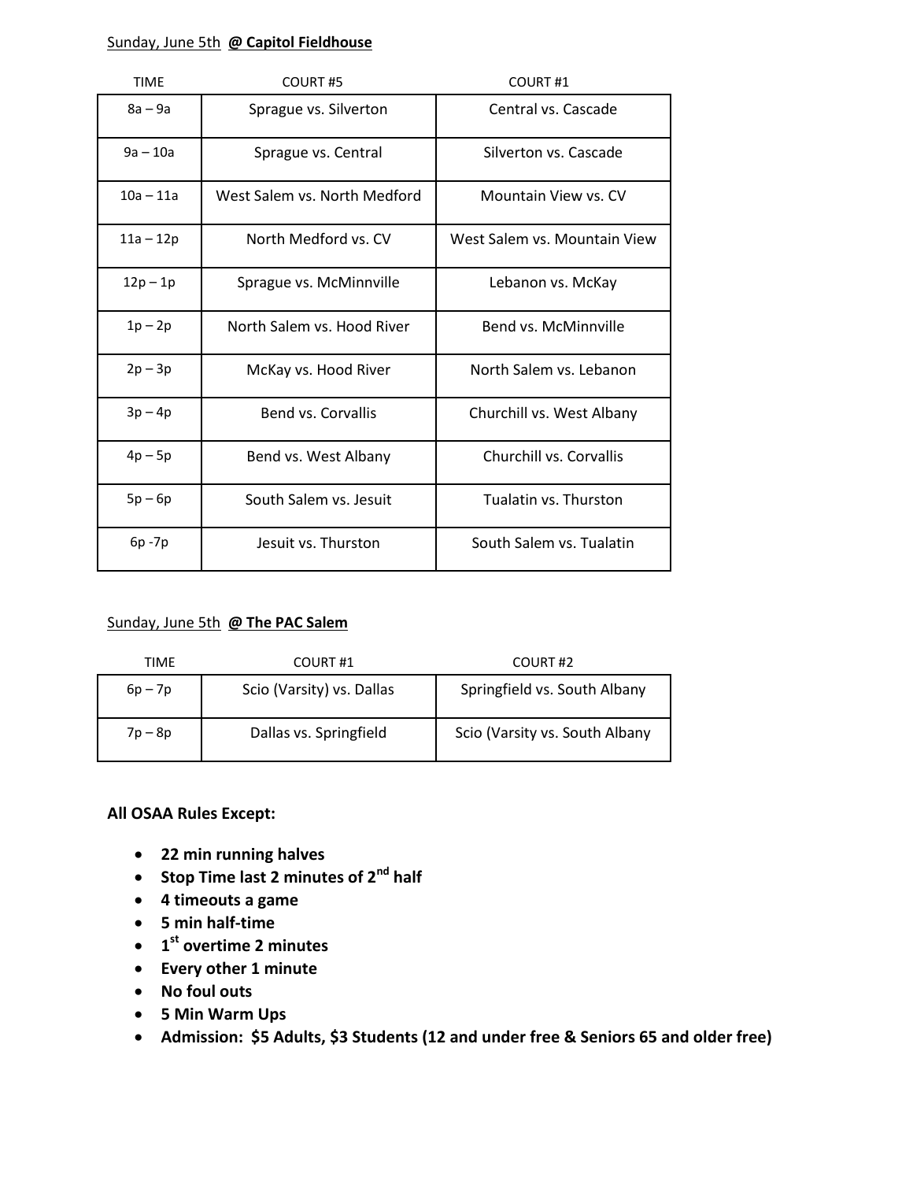Sunday, June 5th **@ Capitol Fieldhouse**

| TIME | COURT #5 | COURT #1 |
|---|---|---|
| 8a – 9a | Sprague vs. Silverton | Central vs. Cascade |
| 9a – 10a | Sprague vs. Central | Silverton vs. Cascade |
| 10a – 11a | West Salem vs. North Medford | Mountain View vs. CV |
| 11a – 12p | North Medford vs. CV | West Salem vs. Mountain View |
| 12p – 1p | Sprague vs. McMinnville | Lebanon vs. McKay |
| 1p – 2p | North Salem vs. Hood River | Bend vs. McMinnville |
| 2p – 3p | McKay vs. Hood River | North Salem vs. Lebanon |
| 3p – 4p | Bend vs. Corvallis | Churchill vs. West Albany |
| 4p – 5p | Bend vs. West Albany | Churchill vs. Corvallis |
| 5p – 6p | South Salem vs. Jesuit | Tualatin vs. Thurston |
| 6p -7p | Jesuit vs. Thurston | South Salem vs. Tualatin |

Sunday, June 5th **@ The PAC Salem**

| TIME | COURT #1 | COURT #2 |
|---|---|---|
| 6p – 7p | Scio (Varsity) vs. Dallas | Springfield vs. South Albany |
| 7p – 8p | Dallas vs. Springfield | Scio (Varsity vs. South Albany |

**All OSAA Rules Except:**

- **22 min running halves**
- **Stop Time last 2 minutes of 2nd half**
- **4 timeouts a game**
- **5 min half-time**
- **1st overtime 2 minutes**
- **Every other 1 minute**
- **No foul outs**
- **5 Min Warm Ups**
- **Admission: $5 Adults, $3 Students (12 and under free & Seniors 65 and older free)**